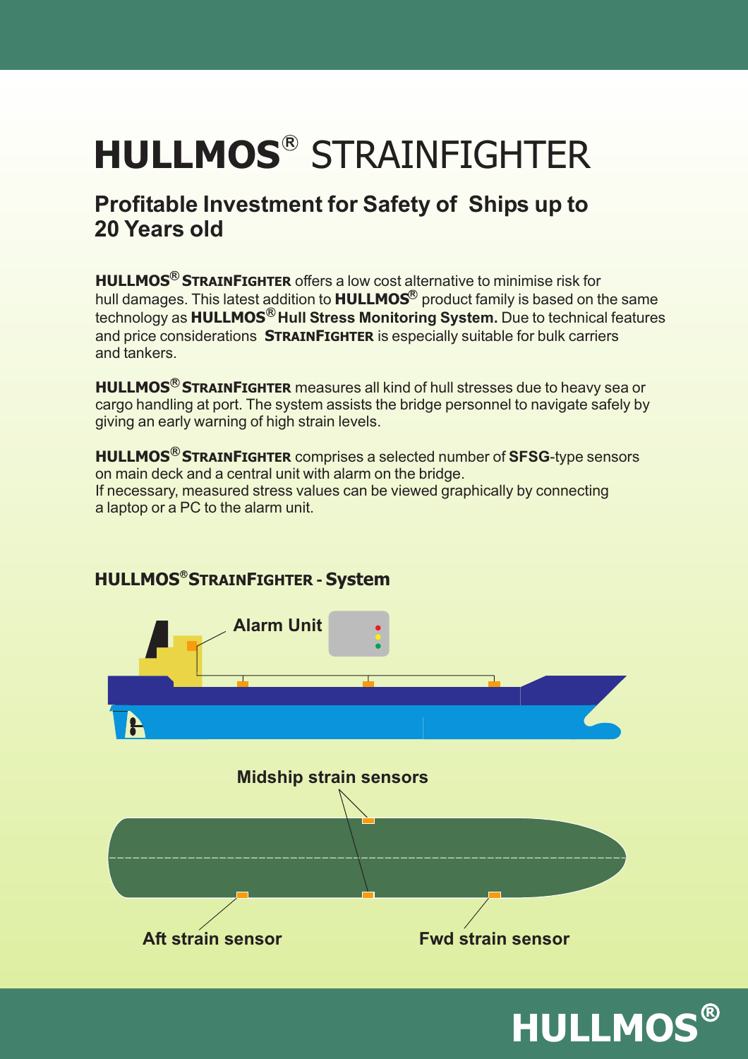# **HULLMOS®** STRAINFIGHTER

## Profitable Investment for Safety of Ships up to 20 Years old

**HULLMOS® STRAINFIGHTER** offers a low cost alternative to minimise risk for hull damages. This latest addition to **HULLMOS®** product family is based on the same technology as **HULLMOS® Hull Stress Monitoring System.** Due to technical features and price considerations **STRAINFIGHTER** is especially suitable for bulk carriers and tankers.

**HULLMOS® STRAINFIGHTER** measures all kind of hull stresses due to heavy sea or cargo handling at port. The system assists the bridge personnel to navigate safely by giving an early warning of high strain levels.

**HULLMOS® STRAINFIGHTER** comprises a selected number of **SFSG**-type sensors on main deck and a central unit with alarm on the bridge.
If necessary, measured stress values can be viewed graphically by connecting a laptop or a PC to the alarm unit.

### HULLMOS® STRAINFIGHTER - System

Alarm Unit

Midship strain sensors

Aft strain sensor

Fwd strain sensor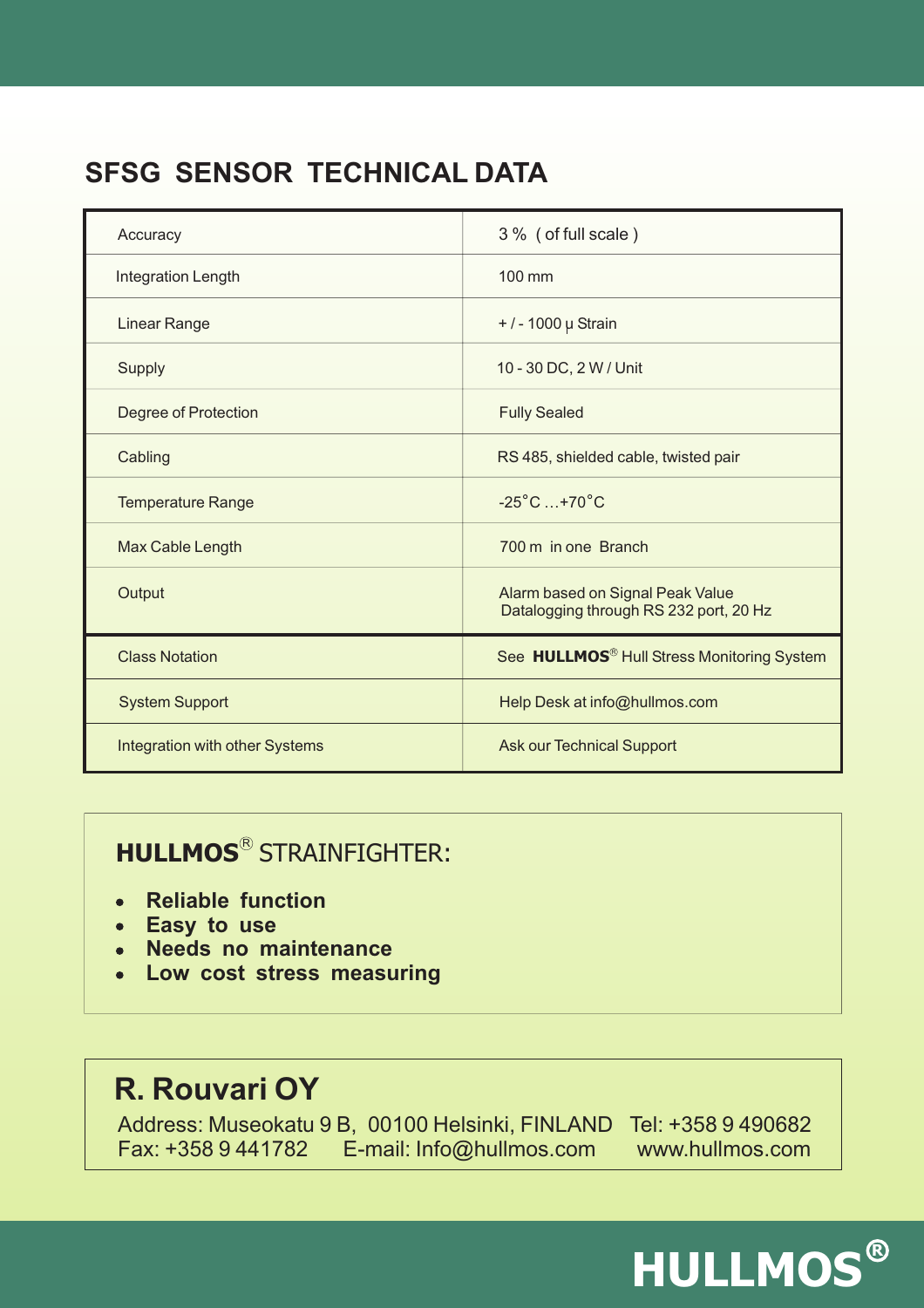## SFSG SENSOR TECHNICAL DATA

| | |
|---|---|
| Accuracy | 3 % ( of full scale ) |
| Integration Length | 100 mm |
| Linear Range | + / - 1000 μ Strain |
| Supply | 10 - 30 DC, 2 W / Unit |
| Degree of Protection | Fully Sealed |
| Cabling | RS 485, shielded cable, twisted pair |
| Temperature Range | -25˚C ...+70˚C |
| Max Cable Length | 700 m in one Branch |
| Output | Alarm based on Signal Peak Value<br>Datalogging through RS 232 port, 20 Hz |
| Class Notation | See **HULLMOS**® Hull Stress Monitoring System |
| System Support | Help Desk at info@hullmos.com |
| Integration with other Systems | Ask our Technical Support |

### **HULLMOS**® STRAINFIGHTER:

- **Reliable function**
- **Easy to use**
- **Needs no maintenance**
- **Low cost stress measuring**

## R. Rouvari OY

Address: Museokatu 9 B, 00100 Helsinki, FINLAND Tel: +358 9 490682
Fax: +358 9 441782 E-mail: Info@hullmos.com www.hullmos.com

**HULLMOS®**